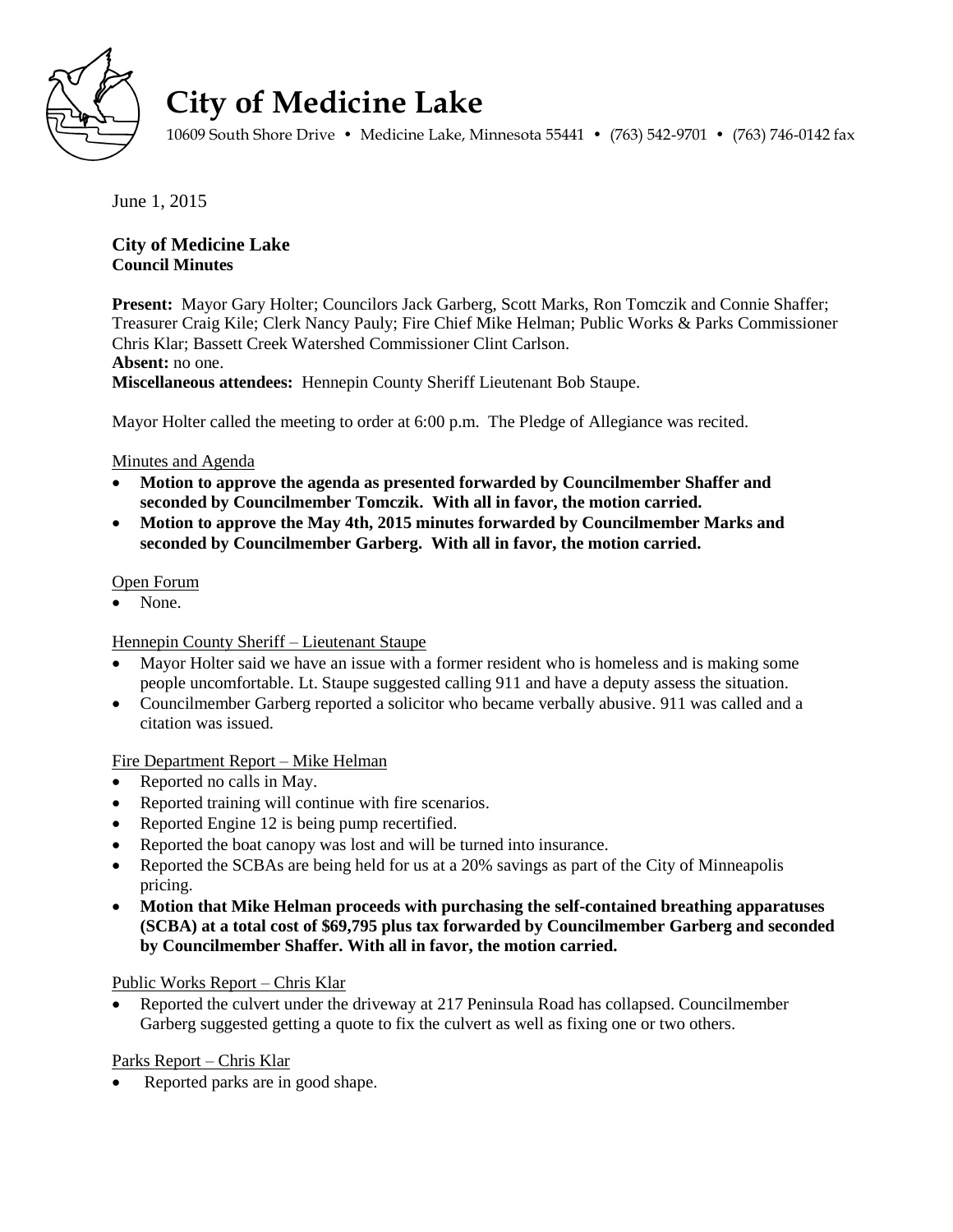# City of Medicine Lake

10609 South Shore Drive • Medicine Lake, Minnesota 55441 • (763) 542-9701 • (763) 746-0142 fax

June 1, 2015

**City of Medicine Lake**
**Council Minutes**

**Present:** Mayor Gary Holter; Councilors Jack Garberg, Scott Marks, Ron Tomczik and Connie Shaffer; Treasurer Craig Kile; Clerk Nancy Pauly; Fire Chief Mike Helman; Public Works & Parks Commissioner Chris Klar; Bassett Creek Watershed Commissioner Clint Carlson.
**Absent:** no one.
**Miscellaneous attendees:** Hennepin County Sheriff Lieutenant Bob Staupe.

Mayor Holter called the meeting to order at 6:00 p.m. The Pledge of Allegiance was recited.

Minutes and Agenda

- **Motion to approve the agenda as presented forwarded by Councilmember Shaffer and seconded by Councilmember Tomczik. With all in favor, the motion carried.**
- **Motion to approve the May 4th, 2015 minutes forwarded by Councilmember Marks and seconded by Councilmember Garberg. With all in favor, the motion carried.**

Open Forum

- None.

Hennepin County Sheriff – Lieutenant Staupe

- Mayor Holter said we have an issue with a former resident who is homeless and is making some people uncomfortable. Lt. Staupe suggested calling 911 and have a deputy assess the situation.
- Councilmember Garberg reported a solicitor who became verbally abusive. 911 was called and a citation was issued.

Fire Department Report – Mike Helman

- Reported no calls in May.
- Reported training will continue with fire scenarios.
- Reported Engine 12 is being pump recertified.
- Reported the boat canopy was lost and will be turned into insurance.
- Reported the SCBAs are being held for us at a 20% savings as part of the City of Minneapolis pricing.
- **Motion that Mike Helman proceeds with purchasing the self-contained breathing apparatuses (SCBA) at a total cost of $69,795 plus tax forwarded by Councilmember Garberg and seconded by Councilmember Shaffer. With all in favor, the motion carried.**

Public Works Report – Chris Klar

- Reported the culvert under the driveway at 217 Peninsula Road has collapsed. Councilmember Garberg suggested getting a quote to fix the culvert as well as fixing one or two others.

Parks Report – Chris Klar

- Reported parks are in good shape.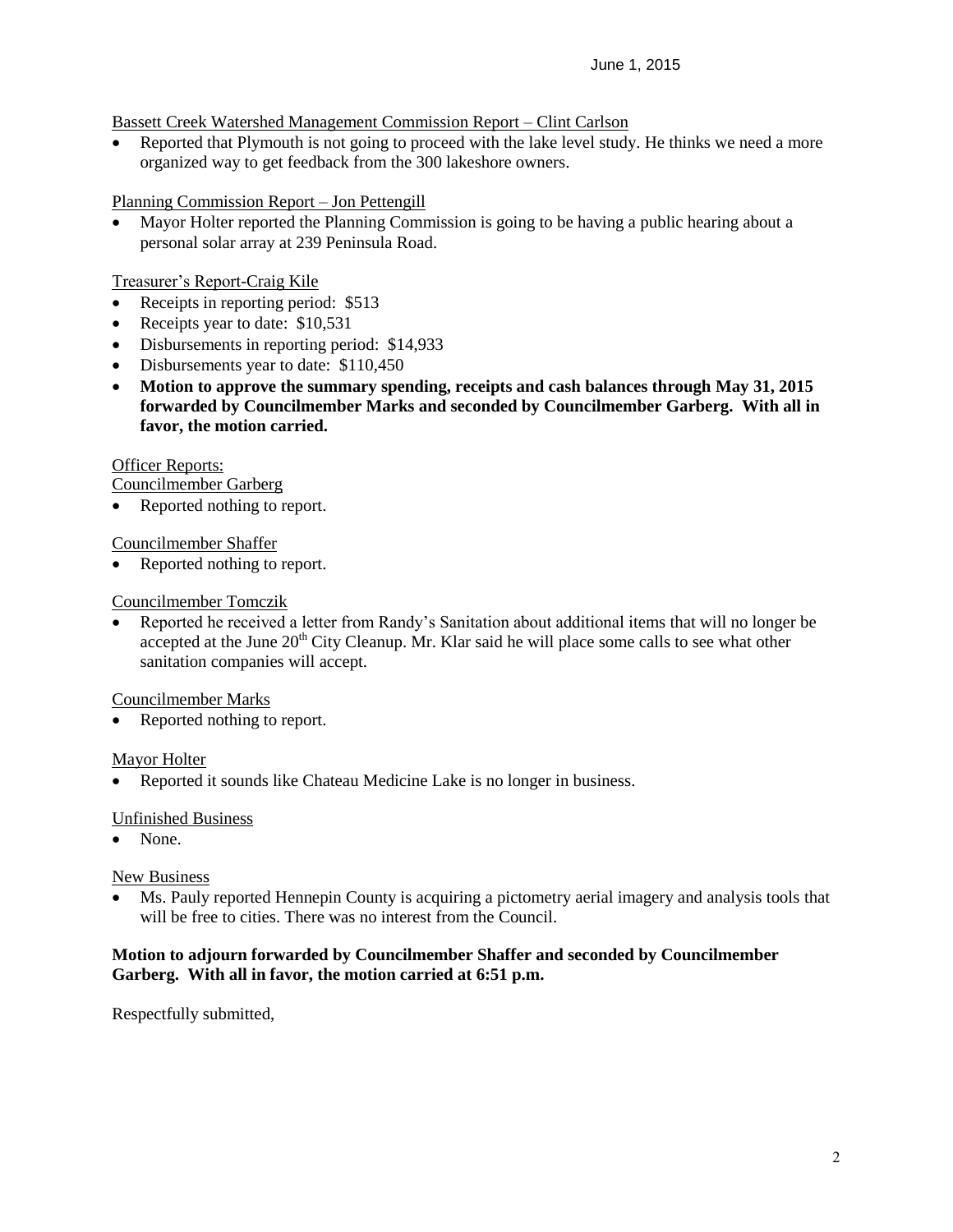Bassett Creek Watershed Management Commission Report – Clint Carlson

- Reported that Plymouth is not going to proceed with the lake level study. He thinks we need a more organized way to get feedback from the 300 lakeshore owners.

Planning Commission Report – Jon Pettengill

- Mayor Holter reported the Planning Commission is going to be having a public hearing about a personal solar array at 239 Peninsula Road.

Treasurer's Report-Craig Kile

- Receipts in reporting period: $513
- Receipts year to date: $10,531
- Disbursements in reporting period: $14,933
- Disbursements year to date: $110,450
- **Motion to approve the summary spending, receipts and cash balances through May 31, 2015 forwarded by Councilmember Marks and seconded by Councilmember Garberg. With all in favor, the motion carried.**

Officer Reports:

Councilmember Garberg

- Reported nothing to report.

Councilmember Shaffer

- Reported nothing to report.

Councilmember Tomczik

- Reported he received a letter from Randy's Sanitation about additional items that will no longer be accepted at the June 20th City Cleanup. Mr. Klar said he will place some calls to see what other sanitation companies will accept.

Councilmember Marks

- Reported nothing to report.

Mayor Holter

- Reported it sounds like Chateau Medicine Lake is no longer in business.

Unfinished Business

- None.

New Business

- Ms. Pauly reported Hennepin County is acquiring a pictometry aerial imagery and analysis tools that will be free to cities. There was no interest from the Council.

**Motion to adjourn forwarded by Councilmember Shaffer and seconded by Councilmember Garberg. With all in favor, the motion carried at 6:51 p.m.**

Respectfully submitted,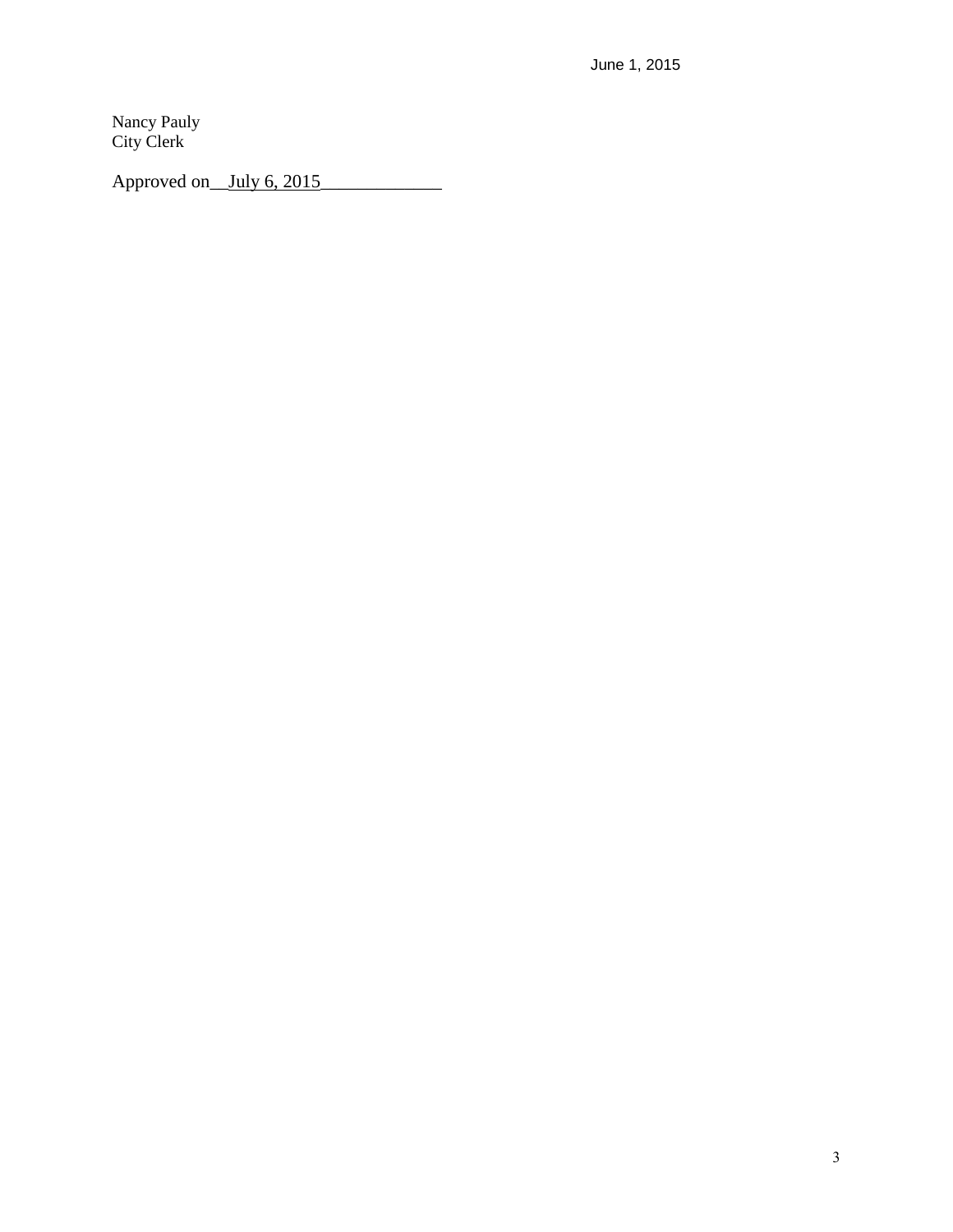Nancy Pauly
City Clerk

Approved on__July 6, 2015_____________